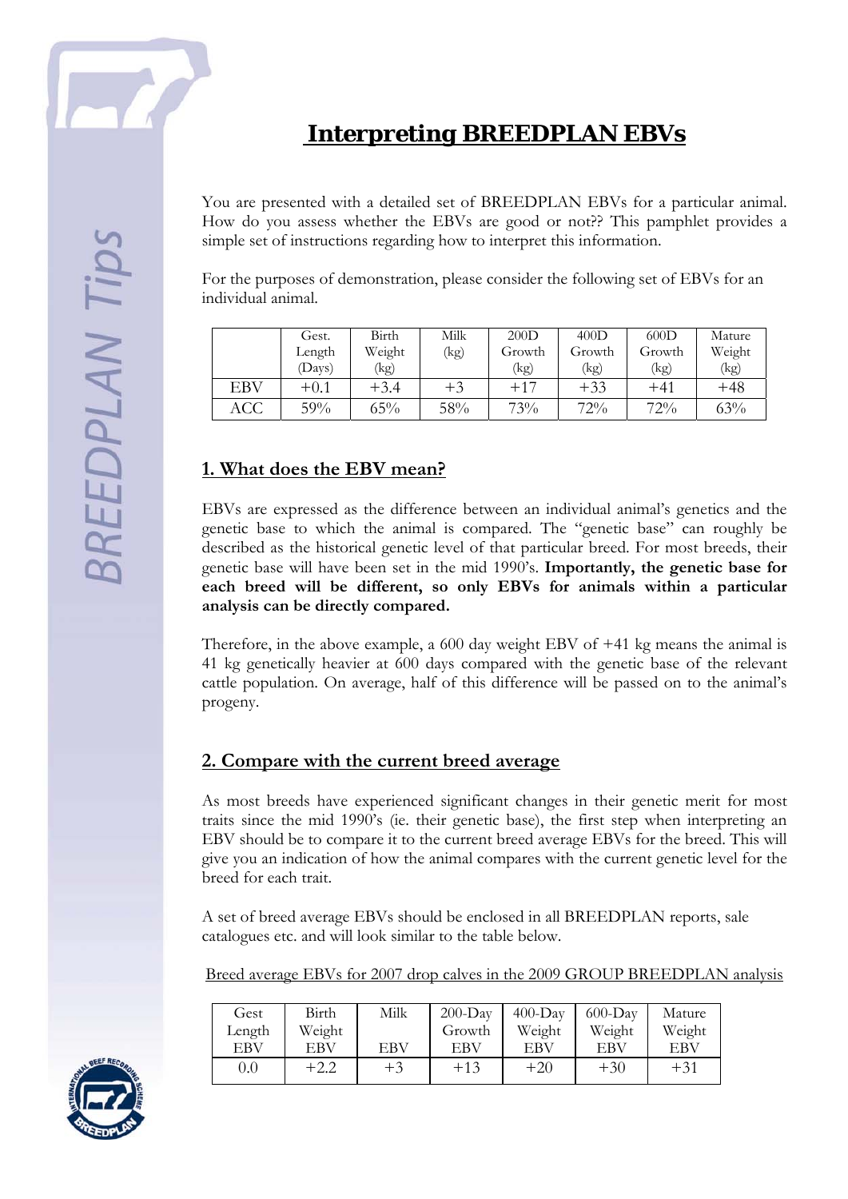# Interpreting BREEDPLAN EBVs

You are presented with a detailed set of BREEDPLAN EBVs for a particular animal. How do you assess whether the EBVs are good or not?? This pamphlet provides a simple set of instructions regarding how to interpret this information.

For the purposes of demonstration, please consider the following set of EBVs for an individual animal.

| | Gest. Length (Days) | Birth Weight (kg) | Milk (kg) | 200D Growth (kg) | 400D Growth (kg) | 600D Growth (kg) | Mature Weight (kg) |
|---|---|---|---|---|---|---|---|
| EBV | +0.1 | +3.4 | +3 | +17 | +33 | +41 | +48 |
| ACC | 59% | 65% | 58% | 73% | 72% | 72% | 63% |

## 1. What does the EBV mean?

EBVs are expressed as the difference between an individual animal's genetics and the genetic base to which the animal is compared. The "genetic base" can roughly be described as the historical genetic level of that particular breed. For most breeds, their genetic base will have been set in the mid 1990's. **Importantly, the genetic base for each breed will be different, so only EBVs for animals within a particular analysis can be directly compared.**

Therefore, in the above example, a 600 day weight EBV of +41 kg means the animal is 41 kg genetically heavier at 600 days compared with the genetic base of the relevant cattle population. On average, half of this difference will be passed on to the animal's progeny.

## 2. Compare with the current breed average

As most breeds have experienced significant changes in their genetic merit for most traits since the mid 1990's (ie. their genetic base), the first step when interpreting an EBV should be to compare it to the current breed average EBVs for the breed. This will give you an indication of how the animal compares with the current genetic level for the breed for each trait.

A set of breed average EBVs should be enclosed in all BREEDPLAN reports, sale catalogues etc. and will look similar to the table below.

Breed average EBVs for 2007 drop calves in the 2009 GROUP BREEDPLAN analysis

| Gest Length EBV | Birth Weight EBV | Milk EBV | 200-Day Growth EBV | 400-Day Weight EBV | 600-Day Weight EBV | Mature Weight EBV |
|---|---|---|---|---|---|---|
| 0.0 | +2.2 | +3 | +13 | +20 | +30 | +31 |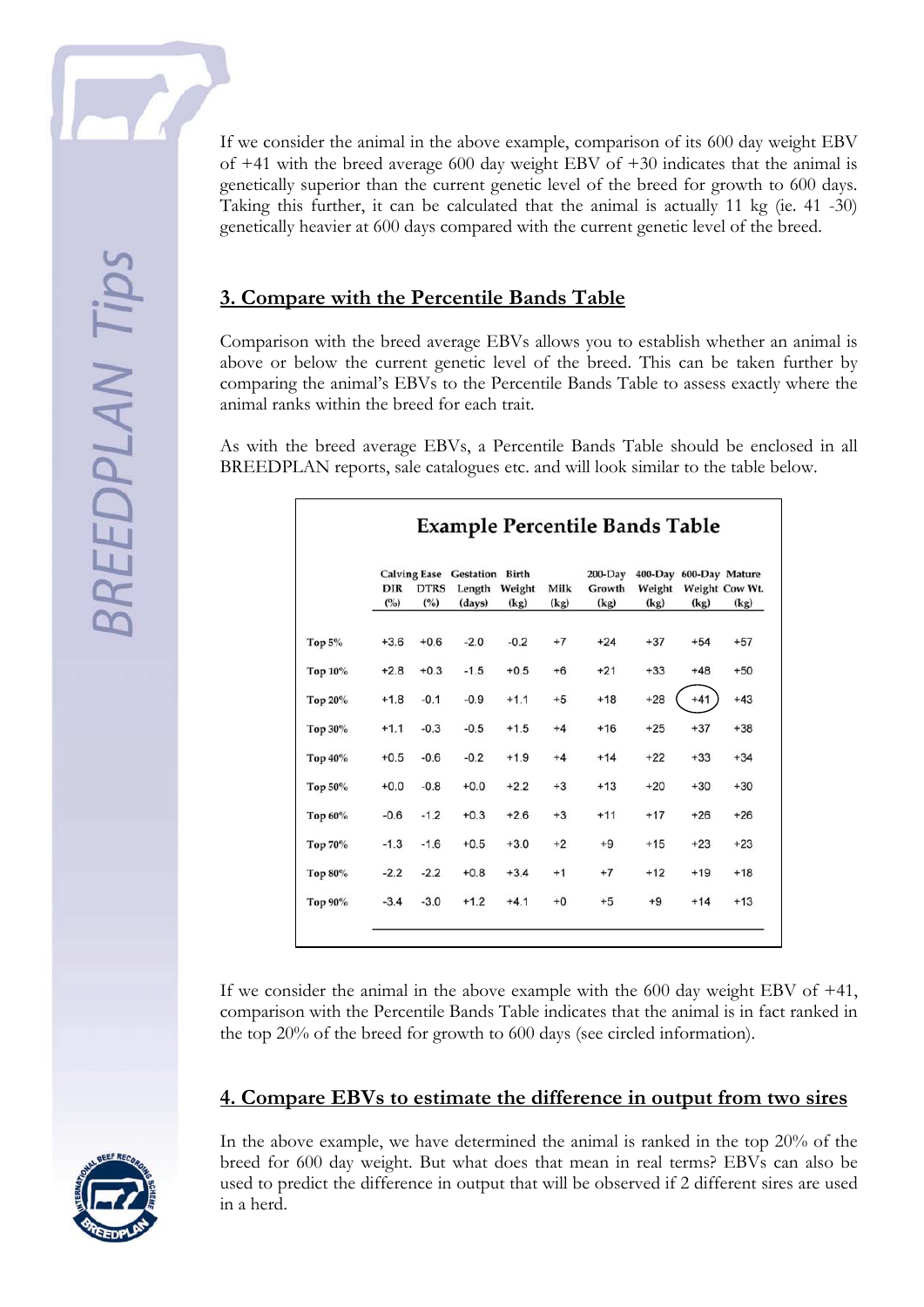If we consider the animal in the above example, comparison of its 600 day weight EBV of +41 with the breed average 600 day weight EBV of +30 indicates that the animal is genetically superior than the current genetic level of the breed for growth to 600 days. Taking this further, it can be calculated that the animal is actually 11 kg (ie. 41 -30) genetically heavier at 600 days compared with the current genetic level of the breed.

## 3. Compare with the Percentile Bands Table

Comparison with the breed average EBVs allows you to establish whether an animal is above or below the current genetic level of the breed. This can be taken further by comparing the animal's EBVs to the Percentile Bands Table to assess exactly where the animal ranks within the breed for each trait.

As with the breed average EBVs, a Percentile Bands Table should be enclosed in all BREEDPLAN reports, sale catalogues etc. and will look similar to the table below.

**Example Percentile Bands Table**

| | Calving Ease DIR (%) | Calving Ease DTRS (%) | Gestation Length (days) | Birth Weight (kg) | Milk (kg) | 200-Day Growth (kg) | 400-Day Weight (kg) | 600-Day Weight (kg) | Mature Cow Wt. (kg) |
|---|---|---|---|---|---|---|---|---|---|
| Top 5% | +3.6 | +0.6 | -2.0 | -0.2 | +7 | +24 | +37 | +54 | +57 |
| Top 10% | +2.8 | +0.3 | -1.5 | +0.5 | +6 | +21 | +33 | +48 | +50 |
| Top 20% | +1.8 | -0.1 | -0.9 | +1.1 | +5 | +18 | +28 | +41 | +43 |
| Top 30% | +1.1 | -0.3 | -0.5 | +1.5 | +4 | +16 | +25 | +37 | +38 |
| Top 40% | +0.5 | -0.6 | -0.2 | +1.9 | +4 | +14 | +22 | +33 | +34 |
| Top 50% | +0.0 | -0.8 | +0.0 | +2.2 | +3 | +13 | +20 | +30 | +30 |
| Top 60% | -0.6 | -1.2 | +0.3 | +2.6 | +3 | +11 | +17 | +26 | +26 |
| Top 70% | -1.3 | -1.6 | +0.5 | +3.0 | +2 | +9 | +15 | +23 | +23 |
| Top 80% | -2.2 | -2.2 | +0.8 | +3.4 | +1 | +7 | +12 | +19 | +18 |
| Top 90% | -3.4 | -3.0 | +1.2 | +4.1 | +0 | +5 | +9 | +14 | +13 |

If we consider the animal in the above example with the 600 day weight EBV of +41, comparison with the Percentile Bands Table indicates that the animal is in fact ranked in the top 20% of the breed for growth to 600 days (see circled information).

## 4. Compare EBVs to estimate the difference in output from two sires

In the above example, we have determined the animal is ranked in the top 20% of the breed for 600 day weight. But what does that mean in real terms? EBVs can also be used to predict the difference in output that will be observed if 2 different sires are used in a herd.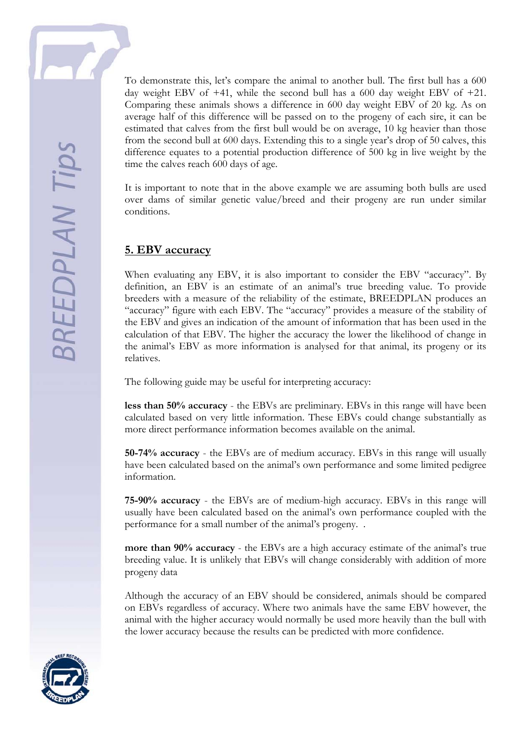To demonstrate this, let's compare the animal to another bull. The first bull has a 600 day weight EBV of +41, while the second bull has a 600 day weight EBV of +21. Comparing these animals shows a difference in 600 day weight EBV of 20 kg. As on average half of this difference will be passed on to the progeny of each sire, it can be estimated that calves from the first bull would be on average, 10 kg heavier than those from the second bull at 600 days. Extending this to a single year's drop of 50 calves, this difference equates to a potential production difference of 500 kg in live weight by the time the calves reach 600 days of age.

It is important to note that in the above example we are assuming both bulls are used over dams of similar genetic value/breed and their progeny are run under similar conditions.

## 5. EBV accuracy

When evaluating any EBV, it is also important to consider the EBV "accuracy". By definition, an EBV is an estimate of an animal's true breeding value. To provide breeders with a measure of the reliability of the estimate, BREEDPLAN produces an "accuracy" figure with each EBV. The "accuracy" provides a measure of the stability of the EBV and gives an indication of the amount of information that has been used in the calculation of that EBV. The higher the accuracy the lower the likelihood of change in the animal's EBV as more information is analysed for that animal, its progeny or its relatives.

The following guide may be useful for interpreting accuracy:

**less than 50% accuracy** - the EBVs are preliminary. EBVs in this range will have been calculated based on very little information. These EBVs could change substantially as more direct performance information becomes available on the animal.

**50-74% accuracy** - the EBVs are of medium accuracy. EBVs in this range will usually have been calculated based on the animal's own performance and some limited pedigree information.

**75-90% accuracy** - the EBVs are of medium-high accuracy. EBVs in this range will usually have been calculated based on the animal's own performance coupled with the performance for a small number of the animal's progeny. .

**more than 90% accuracy** - the EBVs are a high accuracy estimate of the animal's true breeding value. It is unlikely that EBVs will change considerably with addition of more progeny data

Although the accuracy of an EBV should be considered, animals should be compared on EBVs regardless of accuracy. Where two animals have the same EBV however, the animal with the higher accuracy would normally be used more heavily than the bull with the lower accuracy because the results can be predicted with more confidence.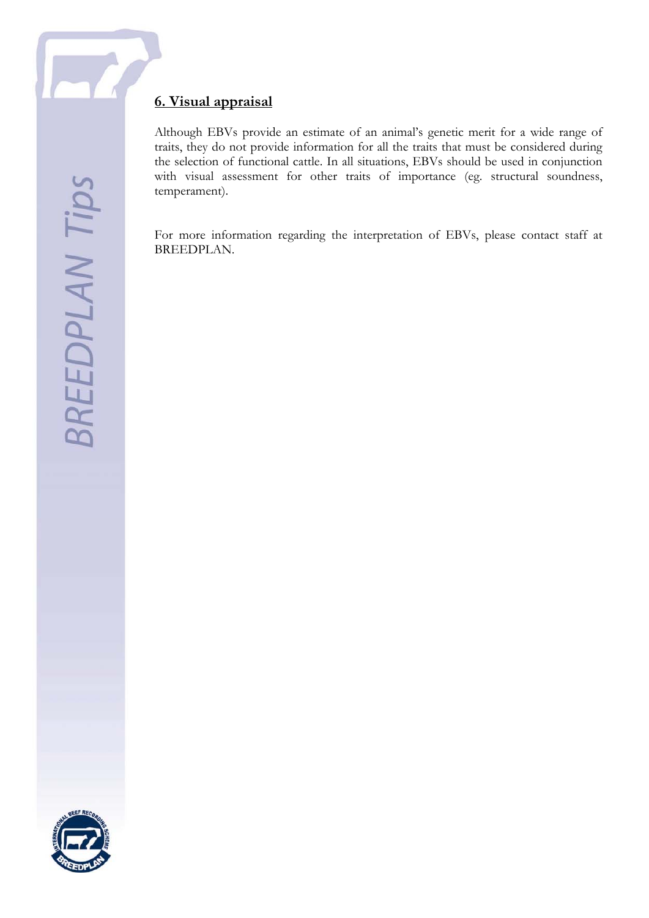## 6. Visual appraisal

Although EBVs provide an estimate of an animal's genetic merit for a wide range of traits, they do not provide information for all the traits that must be considered during the selection of functional cattle. In all situations, EBVs should be used in conjunction with visual assessment for other traits of importance (eg. structural soundness, temperament).

For more information regarding the interpretation of EBVs, please contact staff at BREEDPLAN.